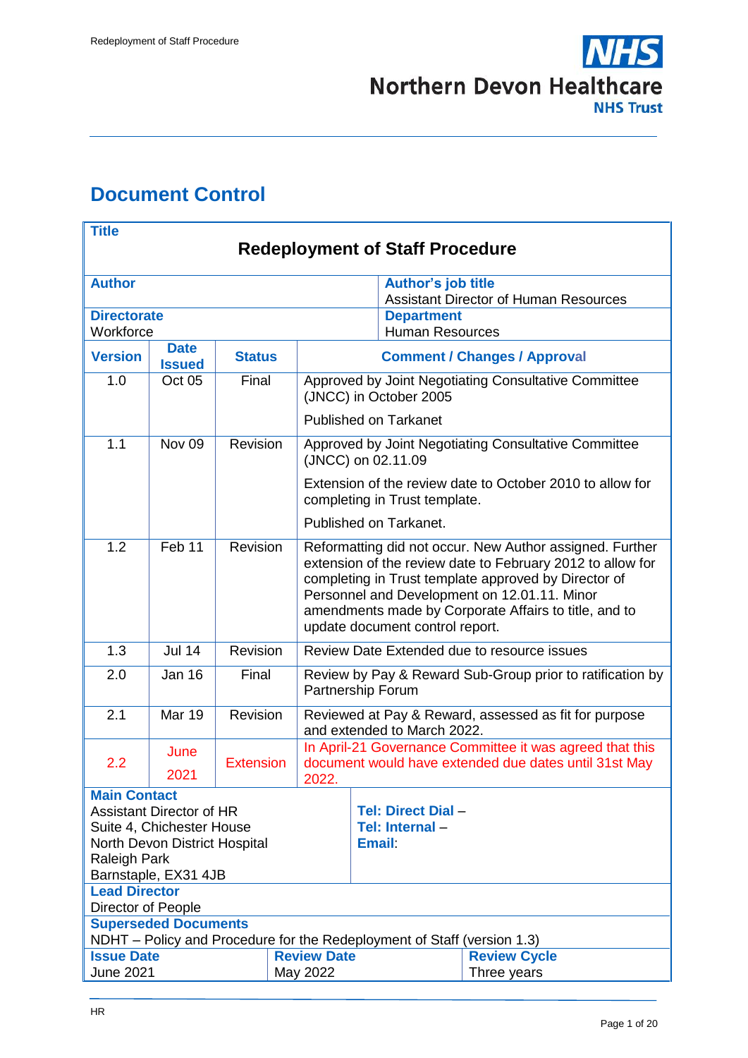# Document Control

| **Title** | | | | |
|---|---|---|---|---|
| **Redeployment of Staff Procedure** | | | | |
| **Author** | | | **Author's job title**<br>Assistant Director of Human Resources | |
| **Directorate**<br>Workforce | | | **Department**<br>Human Resources | |
| **Version** | **Date Issued** | **Status** | **Comment / Changes / Approval** | |
| 1.0 | Oct 05 | Final | Approved by Joint Negotiating Consultative Committee (JNCC) in October 2005<br><br>Published on Tarkanet | |
| 1.1 | Nov 09 | Revision | Approved by Joint Negotiating Consultative Committee (JNCC) on 02.11.09<br><br>Extension of the review date to October 2010 to allow for completing in Trust template.<br><br>Published on Tarkanet. | |
| 1.2 | Feb 11 | Revision | Reformatting did not occur. New Author assigned. Further extension of the review date to February 2012 to allow for completing in Trust template approved by Director of Personnel and Development on 12.01.11. Minor amendments made by Corporate Affairs to title, and to update document control report. | |
| 1.3 | Jul 14 | Revision | Review Date Extended due to resource issues | |
| 2.0 | Jan 16 | Final | Review by Pay & Reward Sub-Group prior to ratification by Partnership Forum | |
| 2.1 | Mar 19 | Revision | Reviewed at Pay & Reward, assessed as fit for purpose and extended to March 2022. | |
| 2.2 | June 2021 | Extension | In April-21 Governance Committee it was agreed that this document would have extended due dates until 31st May 2022. | |
| **Main Contact**<br>Assistant Director of HR<br>Suite 4, Chichester House<br>North Devon District Hospital<br>Raleigh Park<br>Barnstaple, EX31 4JB | | | **Tel: Direct Dial** –<br>**Tel: Internal** –<br>**Email**: | |
| **Lead Director**<br>Director of People | | | | |
| **Superseded Documents**<br>NDHT – Policy and Procedure for the Redeployment of Staff (version 1.3) | | | | |
| **Issue Date**<br>June 2021 | | **Review Date**<br>May 2022 | | **Review Cycle**<br>Three years |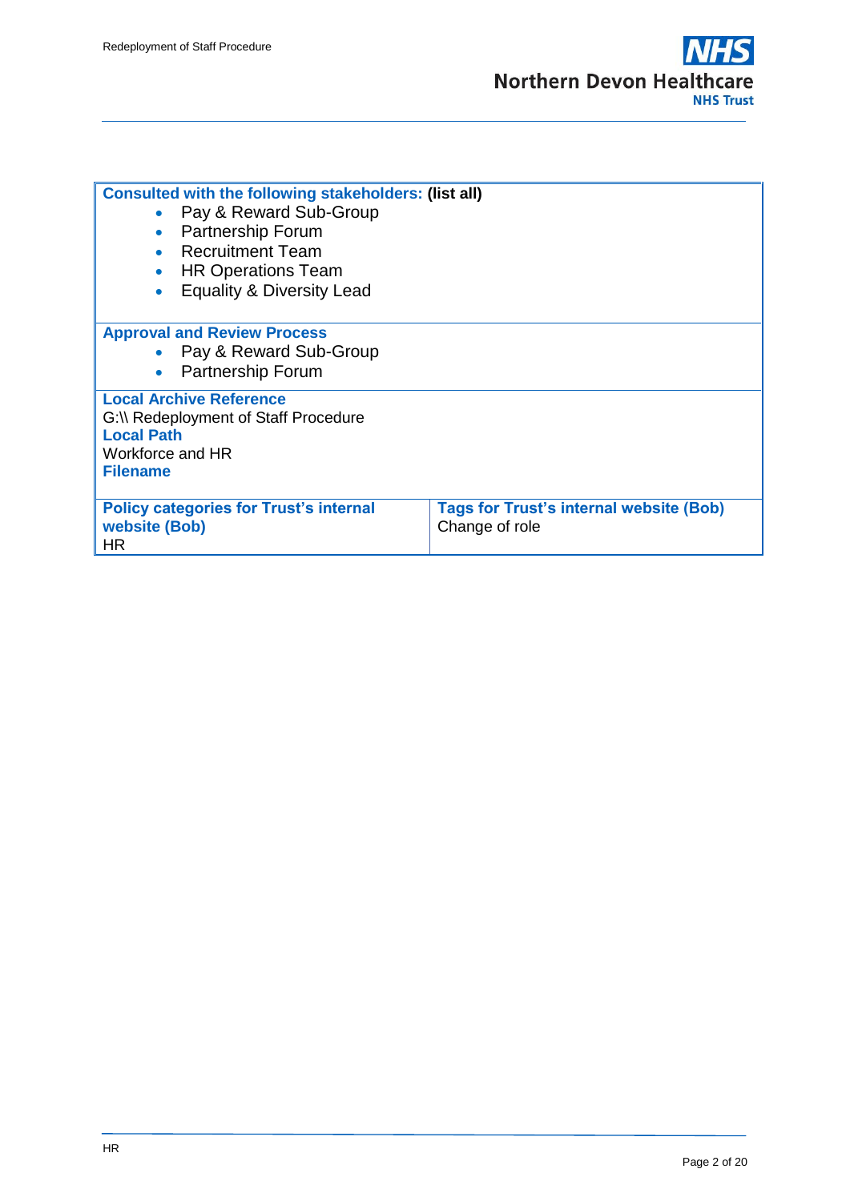**Consulted with the following stakeholders: (list all)**

- Pay & Reward Sub-Group
- Partnership Forum
- Recruitment Team
- HR Operations Team
- Equality & Diversity Lead

**Approval and Review Process**

- Pay & Reward Sub-Group
- Partnership Forum

**Local Archive Reference**

G:\\ Redeployment of Staff Procedure

**Local Path**

Workforce and HR

**Filename**

| **Policy categories for Trust's internal website (Bob)** | **Tags for Trust's internal website (Bob)** |
|---|---|
| HR | Change of role |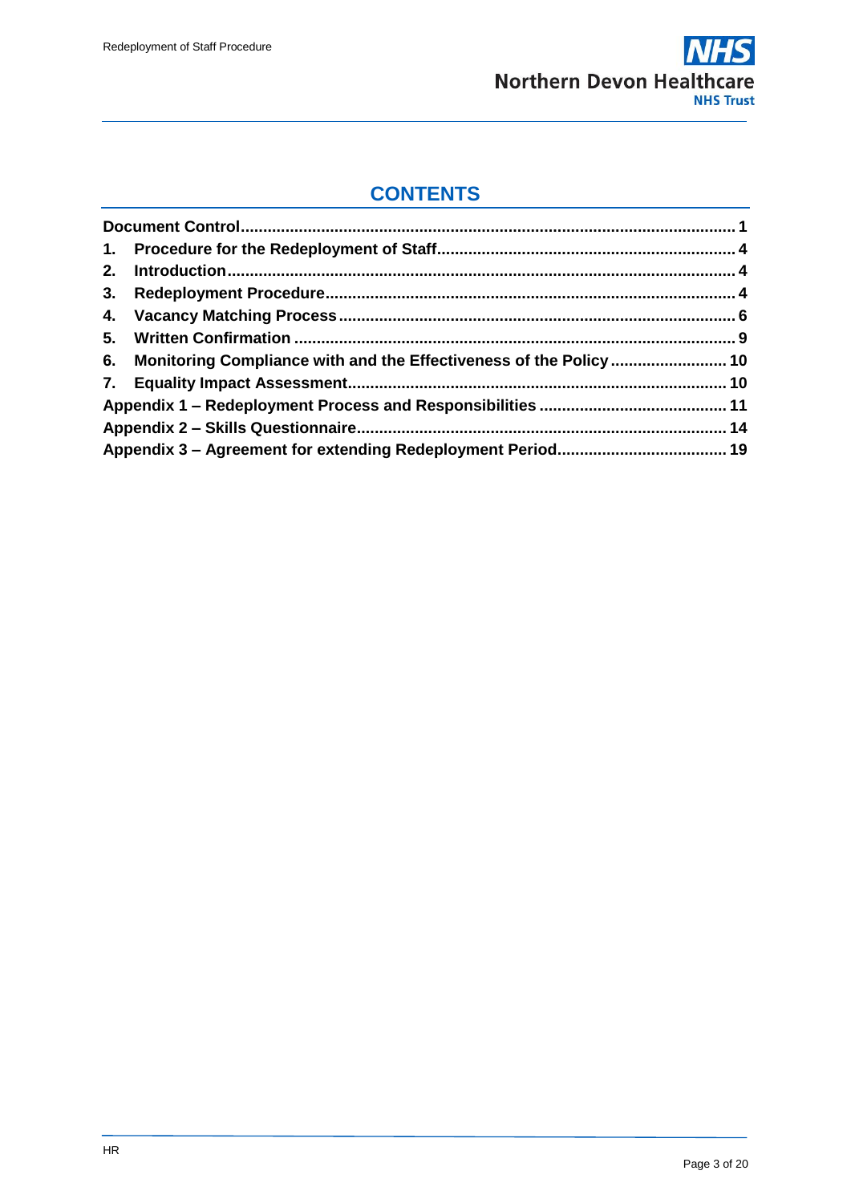## CONTENTS

| | |
|---|---|
| **Document Control** | **1** |
| **1. Procedure for the Redeployment of Staff** | **4** |
| **2. Introduction** | **4** |
| **3. Redeployment Procedure** | **4** |
| **4. Vacancy Matching Process** | **6** |
| **5. Written Confirmation** | **9** |
| **6. Monitoring Compliance with and the Effectiveness of the Policy** | **10** |
| **7. Equality Impact Assessment** | **10** |
| **Appendix 1 – Redeployment Process and Responsibilities** | **11** |
| **Appendix 2 – Skills Questionnaire** | **14** |
| **Appendix 3 – Agreement for extending Redeployment Period** | **19** |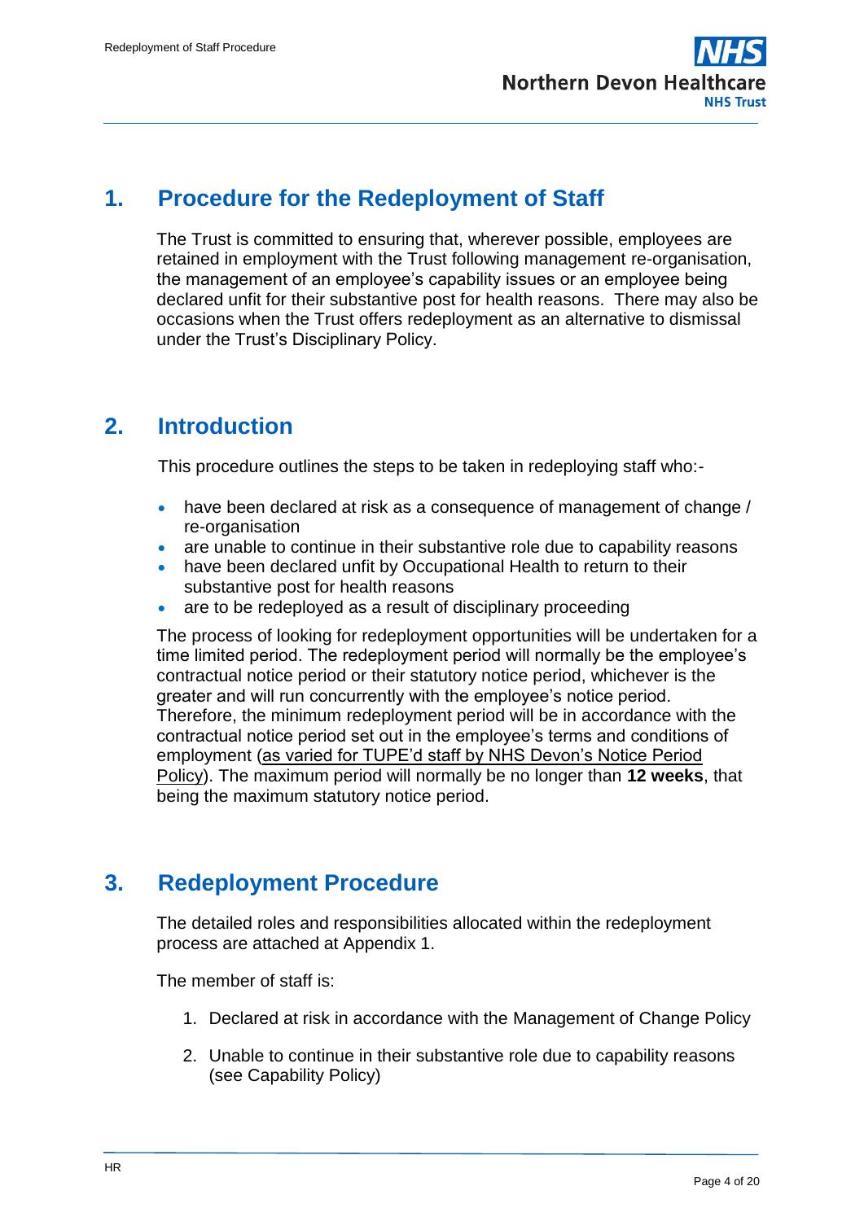## 1. Procedure for the Redeployment of Staff

The Trust is committed to ensuring that, wherever possible, employees are retained in employment with the Trust following management re-organisation, the management of an employee's capability issues or an employee being declared unfit for their substantive post for health reasons. There may also be occasions when the Trust offers redeployment as an alternative to dismissal under the Trust's Disciplinary Policy.

## 2. Introduction

This procedure outlines the steps to be taken in redeploying staff who:-

- have been declared at risk as a consequence of management of change / re-organisation
- are unable to continue in their substantive role due to capability reasons
- have been declared unfit by Occupational Health to return to their substantive post for health reasons
- are to be redeployed as a result of disciplinary proceeding

The process of looking for redeployment opportunities will be undertaken for a time limited period. The redeployment period will normally be the employee's contractual notice period or their statutory notice period, whichever is the greater and will run concurrently with the employee's notice period. Therefore, the minimum redeployment period will be in accordance with the contractual notice period set out in the employee's terms and conditions of employment (as varied for TUPE'd staff by NHS Devon's Notice Period Policy). The maximum period will normally be no longer than **12 weeks**, that being the maximum statutory notice period.

## 3. Redeployment Procedure

The detailed roles and responsibilities allocated within the redeployment process are attached at Appendix 1.

The member of staff is:

1. Declared at risk in accordance with the Management of Change Policy

2. Unable to continue in their substantive role due to capability reasons (see Capability Policy)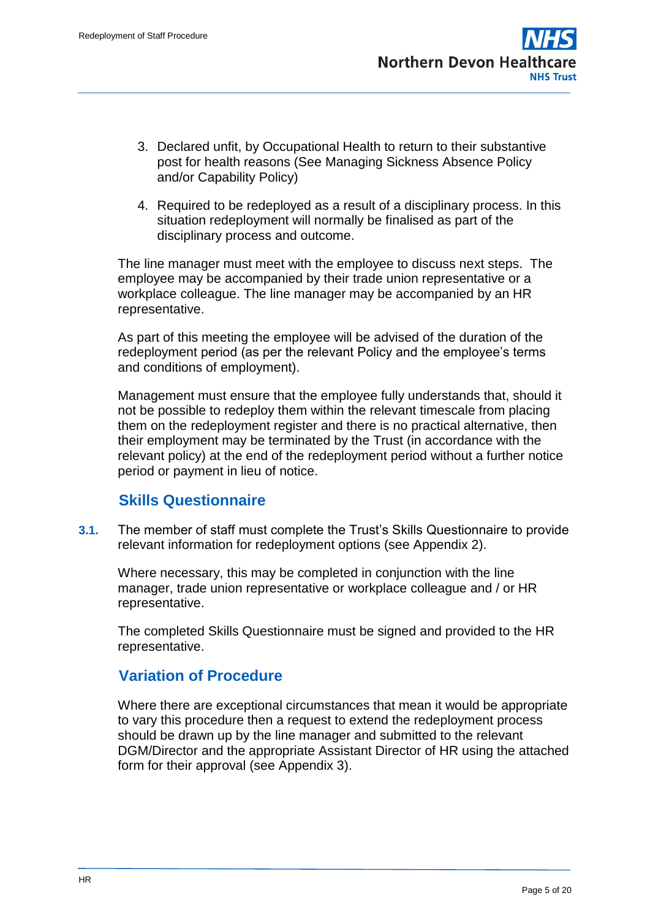3. Declared unfit, by Occupational Health to return to their substantive post for health reasons (See Managing Sickness Absence Policy and/or Capability Policy)

4. Required to be redeployed as a result of a disciplinary process. In this situation redeployment will normally be finalised as part of the disciplinary process and outcome.

The line manager must meet with the employee to discuss next steps. The employee may be accompanied by their trade union representative or a workplace colleague. The line manager may be accompanied by an HR representative.

As part of this meeting the employee will be advised of the duration of the redeployment period (as per the relevant Policy and the employee's terms and conditions of employment).

Management must ensure that the employee fully understands that, should it not be possible to redeploy them within the relevant timescale from placing them on the redeployment register and there is no practical alternative, then their employment may be terminated by the Trust (in accordance with the relevant policy) at the end of the redeployment period without a further notice period or payment in lieu of notice.

## Skills Questionnaire

**3.1.** The member of staff must complete the Trust's Skills Questionnaire to provide relevant information for redeployment options (see Appendix 2).

Where necessary, this may be completed in conjunction with the line manager, trade union representative or workplace colleague and / or HR representative.

The completed Skills Questionnaire must be signed and provided to the HR representative.

## Variation of Procedure

Where there are exceptional circumstances that mean it would be appropriate to vary this procedure then a request to extend the redeployment process should be drawn up by the line manager and submitted to the relevant DGM/Director and the appropriate Assistant Director of HR using the attached form for their approval (see Appendix 3).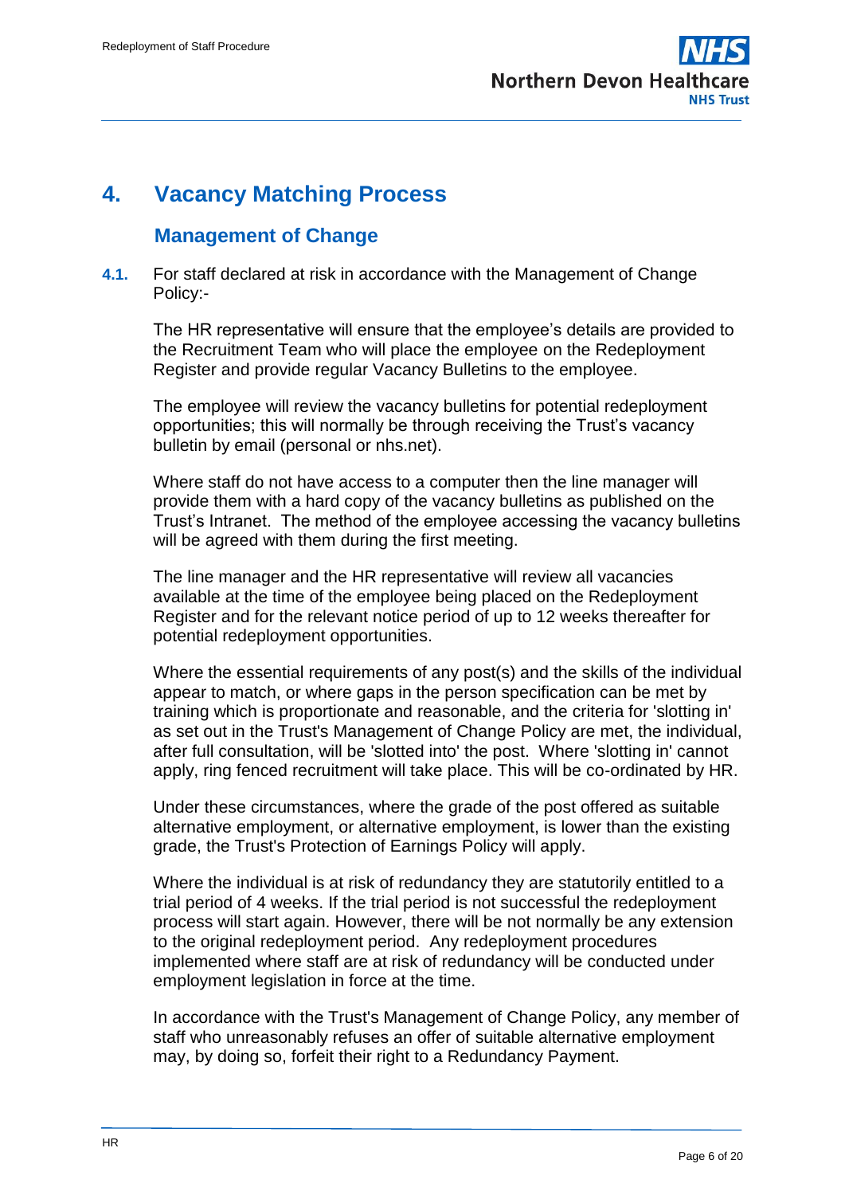# 4. Vacancy Matching Process

## Management of Change

**4.1.** For staff declared at risk in accordance with the Management of Change Policy:-

The HR representative will ensure that the employee's details are provided to the Recruitment Team who will place the employee on the Redeployment Register and provide regular Vacancy Bulletins to the employee.

The employee will review the vacancy bulletins for potential redeployment opportunities; this will normally be through receiving the Trust's vacancy bulletin by email (personal or nhs.net).

Where staff do not have access to a computer then the line manager will provide them with a hard copy of the vacancy bulletins as published on the Trust's Intranet. The method of the employee accessing the vacancy bulletins will be agreed with them during the first meeting.

The line manager and the HR representative will review all vacancies available at the time of the employee being placed on the Redeployment Register and for the relevant notice period of up to 12 weeks thereafter for potential redeployment opportunities.

Where the essential requirements of any post(s) and the skills of the individual appear to match, or where gaps in the person specification can be met by training which is proportionate and reasonable, and the criteria for 'slotting in' as set out in the Trust's Management of Change Policy are met, the individual, after full consultation, will be 'slotted into' the post. Where 'slotting in' cannot apply, ring fenced recruitment will take place. This will be co-ordinated by HR.

Under these circumstances, where the grade of the post offered as suitable alternative employment, or alternative employment, is lower than the existing grade, the Trust's Protection of Earnings Policy will apply.

Where the individual is at risk of redundancy they are statutorily entitled to a trial period of 4 weeks. If the trial period is not successful the redeployment process will start again. However, there will be not normally be any extension to the original redeployment period. Any redeployment procedures implemented where staff are at risk of redundancy will be conducted under employment legislation in force at the time.

In accordance with the Trust's Management of Change Policy, any member of staff who unreasonably refuses an offer of suitable alternative employment may, by doing so, forfeit their right to a Redundancy Payment.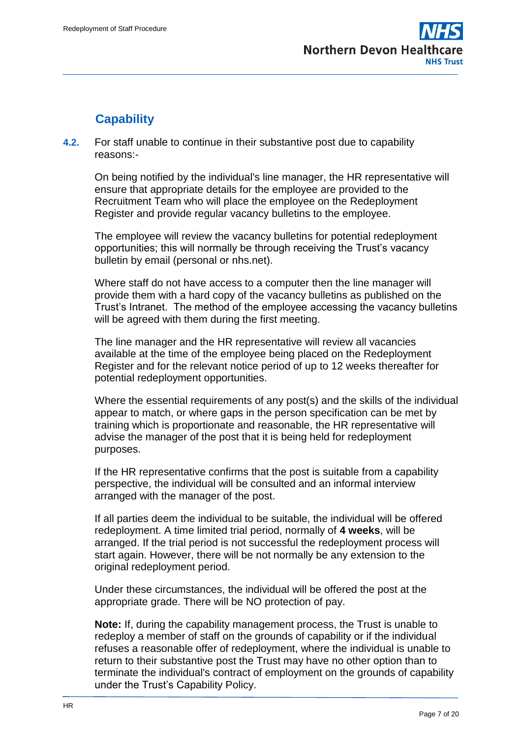## Capability

**4.2.** For staff unable to continue in their substantive post due to capability reasons:-

On being notified by the individual's line manager, the HR representative will ensure that appropriate details for the employee are provided to the Recruitment Team who will place the employee on the Redeployment Register and provide regular vacancy bulletins to the employee.

The employee will review the vacancy bulletins for potential redeployment opportunities; this will normally be through receiving the Trust's vacancy bulletin by email (personal or nhs.net).

Where staff do not have access to a computer then the line manager will provide them with a hard copy of the vacancy bulletins as published on the Trust's Intranet. The method of the employee accessing the vacancy bulletins will be agreed with them during the first meeting.

The line manager and the HR representative will review all vacancies available at the time of the employee being placed on the Redeployment Register and for the relevant notice period of up to 12 weeks thereafter for potential redeployment opportunities.

Where the essential requirements of any post(s) and the skills of the individual appear to match, or where gaps in the person specification can be met by training which is proportionate and reasonable, the HR representative will advise the manager of the post that it is being held for redeployment purposes.

If the HR representative confirms that the post is suitable from a capability perspective, the individual will be consulted and an informal interview arranged with the manager of the post.

If all parties deem the individual to be suitable, the individual will be offered redeployment. A time limited trial period, normally of **4 weeks**, will be arranged. If the trial period is not successful the redeployment process will start again. However, there will be not normally be any extension to the original redeployment period.

Under these circumstances, the individual will be offered the post at the appropriate grade. There will be NO protection of pay.

**Note:** If, during the capability management process, the Trust is unable to redeploy a member of staff on the grounds of capability or if the individual refuses a reasonable offer of redeployment, where the individual is unable to return to their substantive post the Trust may have no other option than to terminate the individual's contract of employment on the grounds of capability under the Trust's Capability Policy.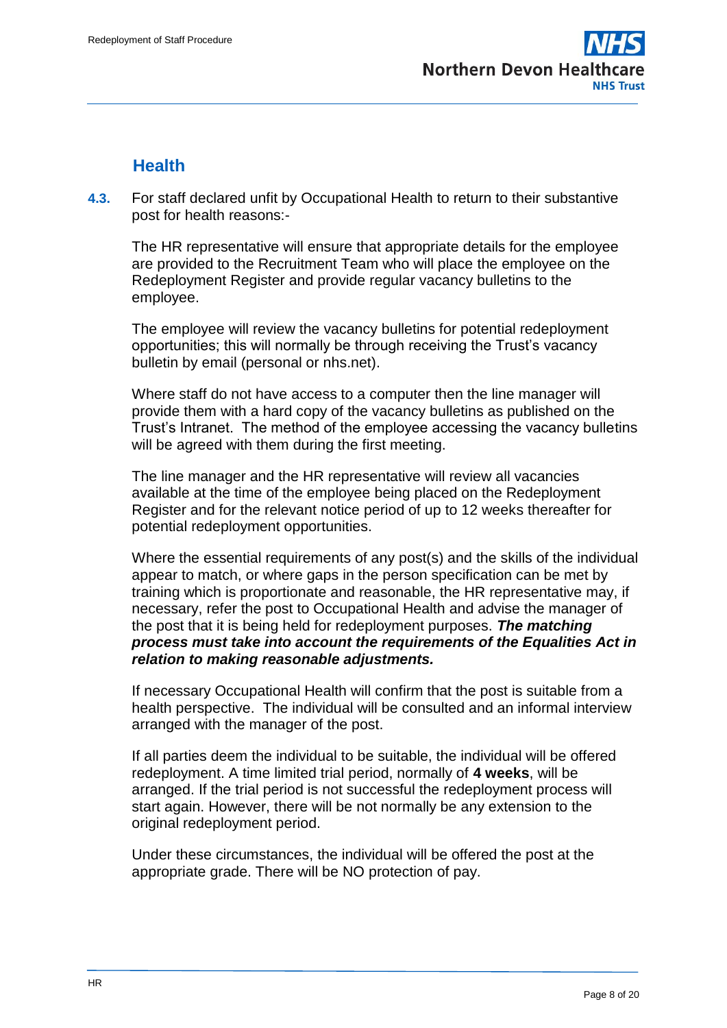## Health

**4.3.** For staff declared unfit by Occupational Health to return to their substantive post for health reasons:-

The HR representative will ensure that appropriate details for the employee are provided to the Recruitment Team who will place the employee on the Redeployment Register and provide regular vacancy bulletins to the employee.

The employee will review the vacancy bulletins for potential redeployment opportunities; this will normally be through receiving the Trust's vacancy bulletin by email (personal or nhs.net).

Where staff do not have access to a computer then the line manager will provide them with a hard copy of the vacancy bulletins as published on the Trust's Intranet. The method of the employee accessing the vacancy bulletins will be agreed with them during the first meeting.

The line manager and the HR representative will review all vacancies available at the time of the employee being placed on the Redeployment Register and for the relevant notice period of up to 12 weeks thereafter for potential redeployment opportunities.

Where the essential requirements of any post(s) and the skills of the individual appear to match, or where gaps in the person specification can be met by training which is proportionate and reasonable, the HR representative may, if necessary, refer the post to Occupational Health and advise the manager of the post that it is being held for redeployment purposes. ***The matching process must take into account the requirements of the Equalities Act in relation to making reasonable adjustments.***

If necessary Occupational Health will confirm that the post is suitable from a health perspective. The individual will be consulted and an informal interview arranged with the manager of the post.

If all parties deem the individual to be suitable, the individual will be offered redeployment. A time limited trial period, normally of **4 weeks**, will be arranged. If the trial period is not successful the redeployment process will start again. However, there will be not normally be any extension to the original redeployment period.

Under these circumstances, the individual will be offered the post at the appropriate grade. There will be NO protection of pay.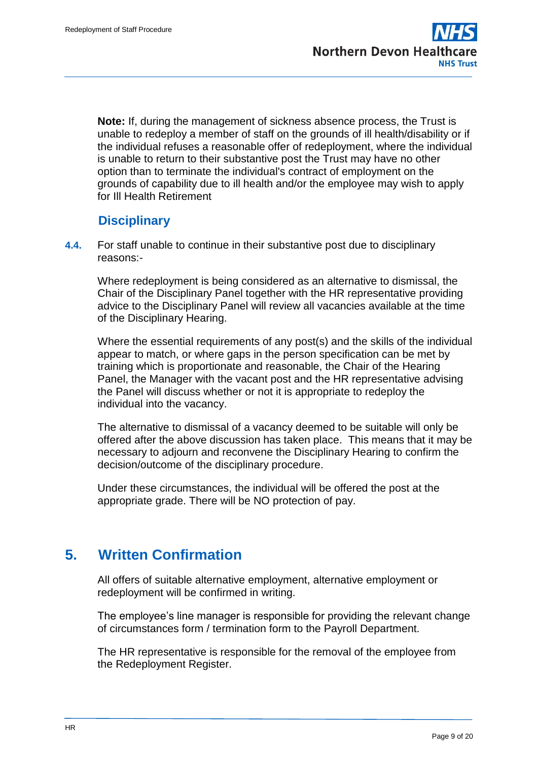**Note:** If, during the management of sickness absence process, the Trust is unable to redeploy a member of staff on the grounds of ill health/disability or if the individual refuses a reasonable offer of redeployment, where the individual is unable to return to their substantive post the Trust may have no other option than to terminate the individual's contract of employment on the grounds of capability due to ill health and/or the employee may wish to apply for Ill Health Retirement

### Disciplinary

**4.4.** For staff unable to continue in their substantive post due to disciplinary reasons:-

Where redeployment is being considered as an alternative to dismissal, the Chair of the Disciplinary Panel together with the HR representative providing advice to the Disciplinary Panel will review all vacancies available at the time of the Disciplinary Hearing.

Where the essential requirements of any post(s) and the skills of the individual appear to match, or where gaps in the person specification can be met by training which is proportionate and reasonable, the Chair of the Hearing Panel, the Manager with the vacant post and the HR representative advising the Panel will discuss whether or not it is appropriate to redeploy the individual into the vacancy.

The alternative to dismissal of a vacancy deemed to be suitable will only be offered after the above discussion has taken place. This means that it may be necessary to adjourn and reconvene the Disciplinary Hearing to confirm the decision/outcome of the disciplinary procedure.

Under these circumstances, the individual will be offered the post at the appropriate grade. There will be NO protection of pay.

## 5. Written Confirmation

All offers of suitable alternative employment, alternative employment or redeployment will be confirmed in writing.

The employee's line manager is responsible for providing the relevant change of circumstances form / termination form to the Payroll Department.

The HR representative is responsible for the removal of the employee from the Redeployment Register.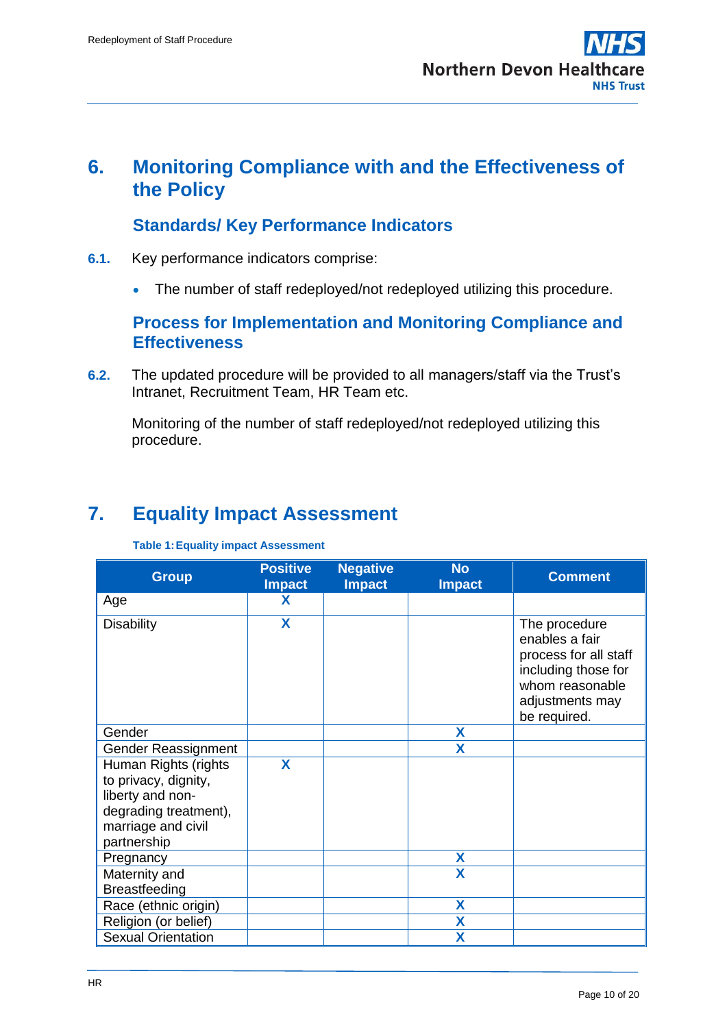# 6. Monitoring Compliance with and the Effectiveness of the Policy

### Standards/ Key Performance Indicators

**6.1.** Key performance indicators comprise:

- The number of staff redeployed/not redeployed utilizing this procedure.

### Process for Implementation and Monitoring Compliance and Effectiveness

**6.2.** The updated procedure will be provided to all managers/staff via the Trust's Intranet, Recruitment Team, HR Team etc.

Monitoring of the number of staff redeployed/not redeployed utilizing this procedure.

# 7. Equality Impact Assessment

**Table 1: Equality impact Assessment**

| Group | Positive Impact | Negative Impact | No Impact | Comment |
|---|---|---|---|---|
| Age | X | | | |
| Disability | X | | | The procedure enables a fair process for all staff including those for whom reasonable adjustments may be required. |
| Gender | | | X | |
| Gender Reassignment | | | X | |
| Human Rights (rights to privacy, dignity, liberty and non-degrading treatment), marriage and civil partnership | X | | | |
| Pregnancy | | | X | |
| Maternity and Breastfeeding | | | X | |
| Race (ethnic origin) | | | X | |
| Religion (or belief) | | | X | |
| Sexual Orientation | | | X | |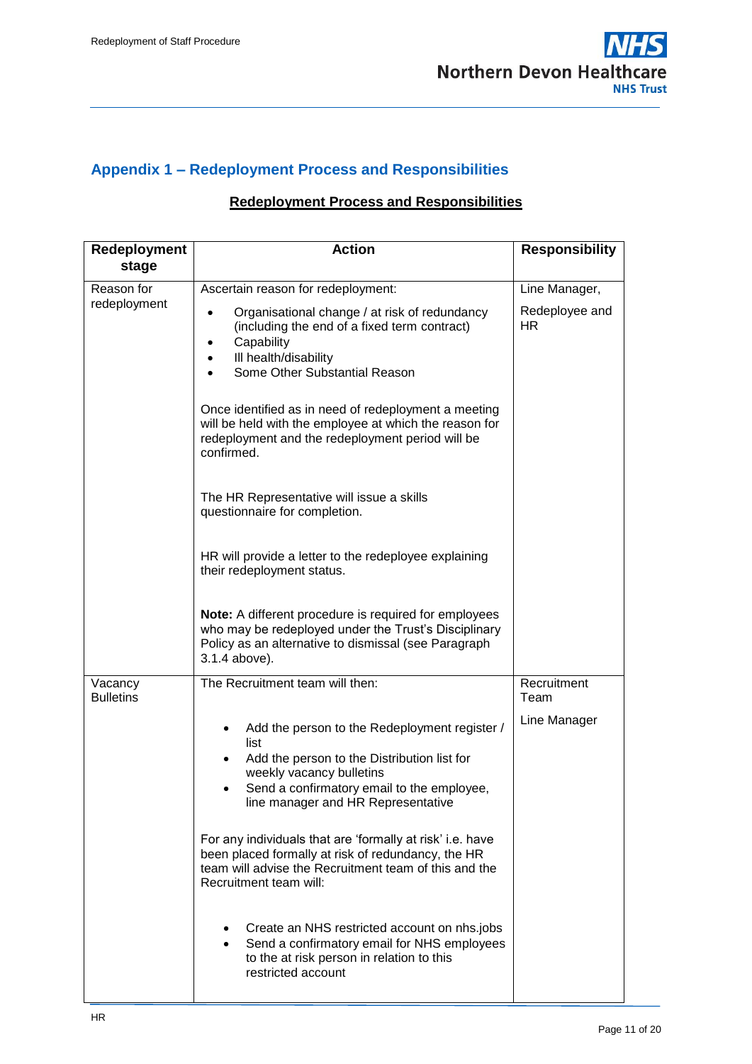## Appendix 1 – Redeployment Process and Responsibilities

**Redeployment Process and Responsibilities**

| Redeployment stage | Action | Responsibility |
|---|---|---|
| Reason for redeployment | Ascertain reason for redeployment:<br>• Organisational change / at risk of redundancy (including the end of a fixed term contract)<br>• Capability<br>• Ill health/disability<br>• Some Other Substantial Reason<br><br>Once identified as in need of redeployment a meeting will be held with the employee at which the reason for redeployment and the redeployment period will be confirmed.<br><br>The HR Representative will issue a skills questionnaire for completion.<br><br>HR will provide a letter to the redeployee explaining their redeployment status.<br><br>**Note:** A different procedure is required for employees who may be redeployed under the Trust's Disciplinary Policy as an alternative to dismissal (see Paragraph 3.1.4 above). | Line Manager,<br><br>Redeployee and HR |
| Vacancy Bulletins | The Recruitment team will then:<br>• Add the person to the Redeployment register / list<br>• Add the person to the Distribution list for weekly vacancy bulletins<br>• Send a confirmatory email to the employee, line manager and HR Representative<br><br>For any individuals that are 'formally at risk' i.e. have been placed formally at risk of redundancy, the HR team will advise the Recruitment team of this and the Recruitment team will:<br>• Create an NHS restricted account on nhs.jobs<br>• Send a confirmatory email for NHS employees to the at risk person in relation to this restricted account | Recruitment Team<br><br>Line Manager |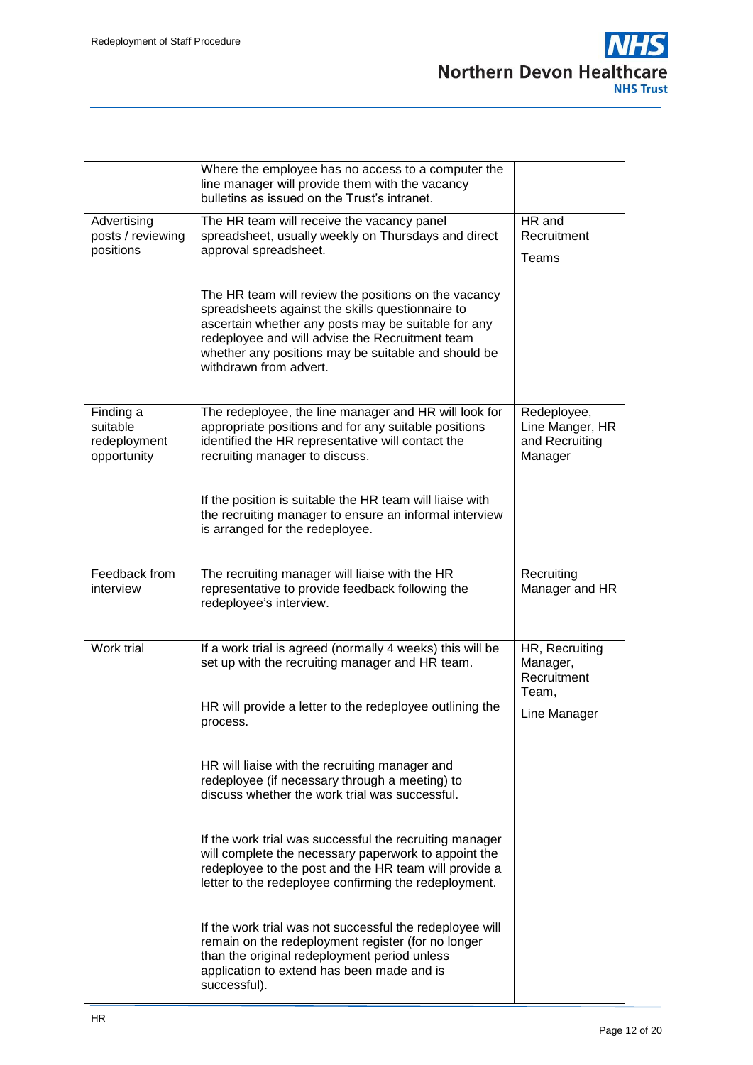| | | |
|---|---|---|
| | Where the employee has no access to a computer the line manager will provide them with the vacancy bulletins as issued on the Trust's intranet. | |
| Advertising posts / reviewing positions | The HR team will receive the vacancy panel spreadsheet, usually weekly on Thursdays and direct approval spreadsheet.<br><br>The HR team will review the positions on the vacancy spreadsheets against the skills questionnaire to ascertain whether any posts may be suitable for any redeployee and will advise the Recruitment team whether any positions may be suitable and should be withdrawn from advert. | HR and Recruitment Teams |
| Finding a suitable redeployment opportunity | The redeployee, the line manager and HR will look for appropriate positions and for any suitable positions identified the HR representative will contact the recruiting manager to discuss.<br><br>If the position is suitable the HR team will liaise with the recruiting manager to ensure an informal interview is arranged for the redeployee. | Redeployee, Line Manger, HR and Recruiting Manager |
| Feedback from interview | The recruiting manager will liaise with the HR representative to provide feedback following the redeployee's interview. | Recruiting Manager and HR |
| Work trial | If a work trial is agreed (normally 4 weeks) this will be set up with the recruiting manager and HR team.<br><br>HR will provide a letter to the redeployee outlining the process.<br><br>HR will liaise with the recruiting manager and redeployee (if necessary through a meeting) to discuss whether the work trial was successful.<br><br>If the work trial was successful the recruiting manager will complete the necessary paperwork to appoint the redeployee to the post and the HR team will provide a letter to the redeployee confirming the redeployment.<br><br>If the work trial was not successful the redeployee will remain on the redeployment register (for no longer than the original redeployment period unless application to extend has been made and is successful). | HR, Recruiting Manager, Recruitment Team,<br><br>Line Manager |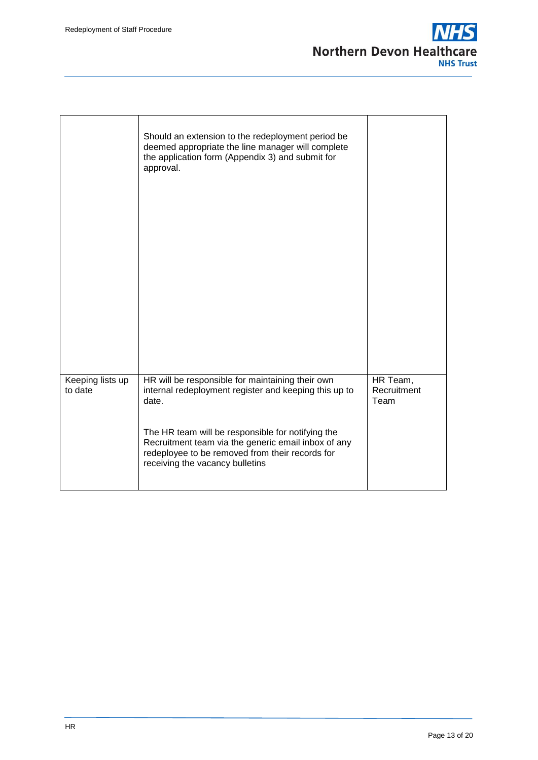| | | |
|---|---|---|
| | Should an extension to the redeployment period be deemed appropriate the line manager will complete the application form (Appendix 3) and submit for approval. | |
| Keeping lists up to date | HR will be responsible for maintaining their own internal redeployment register and keeping this up to date.<br><br>The HR team will be responsible for notifying the Recruitment team via the generic email inbox of any redeployee to be removed from their records for receiving the vacancy bulletins | HR Team, Recruitment Team |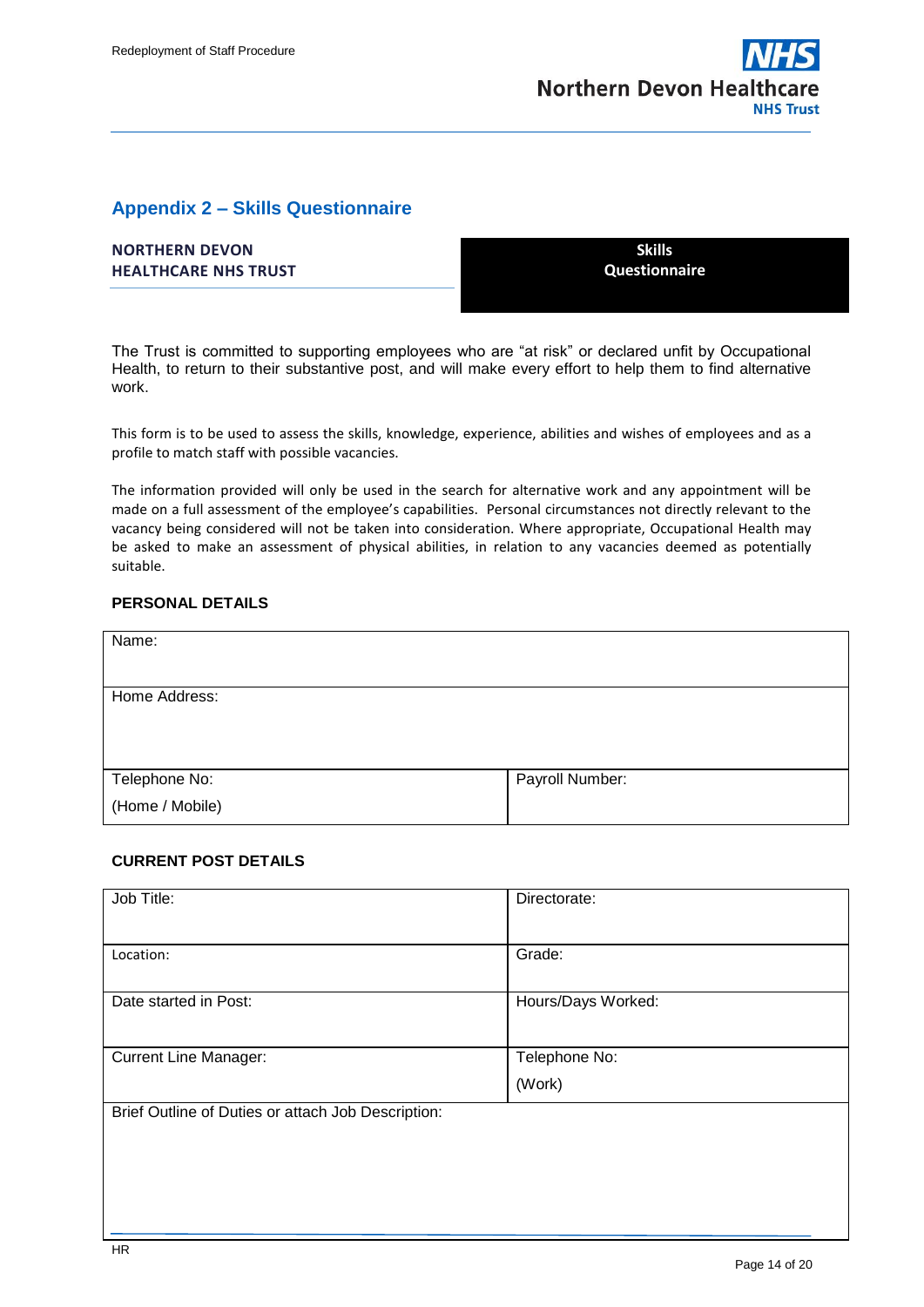## Appendix 2 – Skills Questionnaire

| **NORTHERN DEVON HEALTHCARE NHS TRUST** | **Skills Questionnaire** |
|---|---|

The Trust is committed to supporting employees who are "at risk" or declared unfit by Occupational Health, to return to their substantive post, and will make every effort to help them to find alternative work.

This form is to be used to assess the skills, knowledge, experience, abilities and wishes of employees and as a profile to match staff with possible vacancies.

The information provided will only be used in the search for alternative work and any appointment will be made on a full assessment of the employee's capabilities. Personal circumstances not directly relevant to the vacancy being considered will not be taken into consideration. Where appropriate, Occupational Health may be asked to make an assessment of physical abilities, in relation to any vacancies deemed as potentially suitable.

### PERSONAL DETAILS

| Name: | |
|---|---|
| Home Address: | |
| Telephone No: (Home / Mobile) | Payroll Number: |

### CURRENT POST DETAILS

| Job Title: | Directorate: |
|---|---|
| Location: | Grade: |
| Date started in Post: | Hours/Days Worked: |
| Current Line Manager: | Telephone No: (Work) |
| Brief Outline of Duties or attach Job Description: | |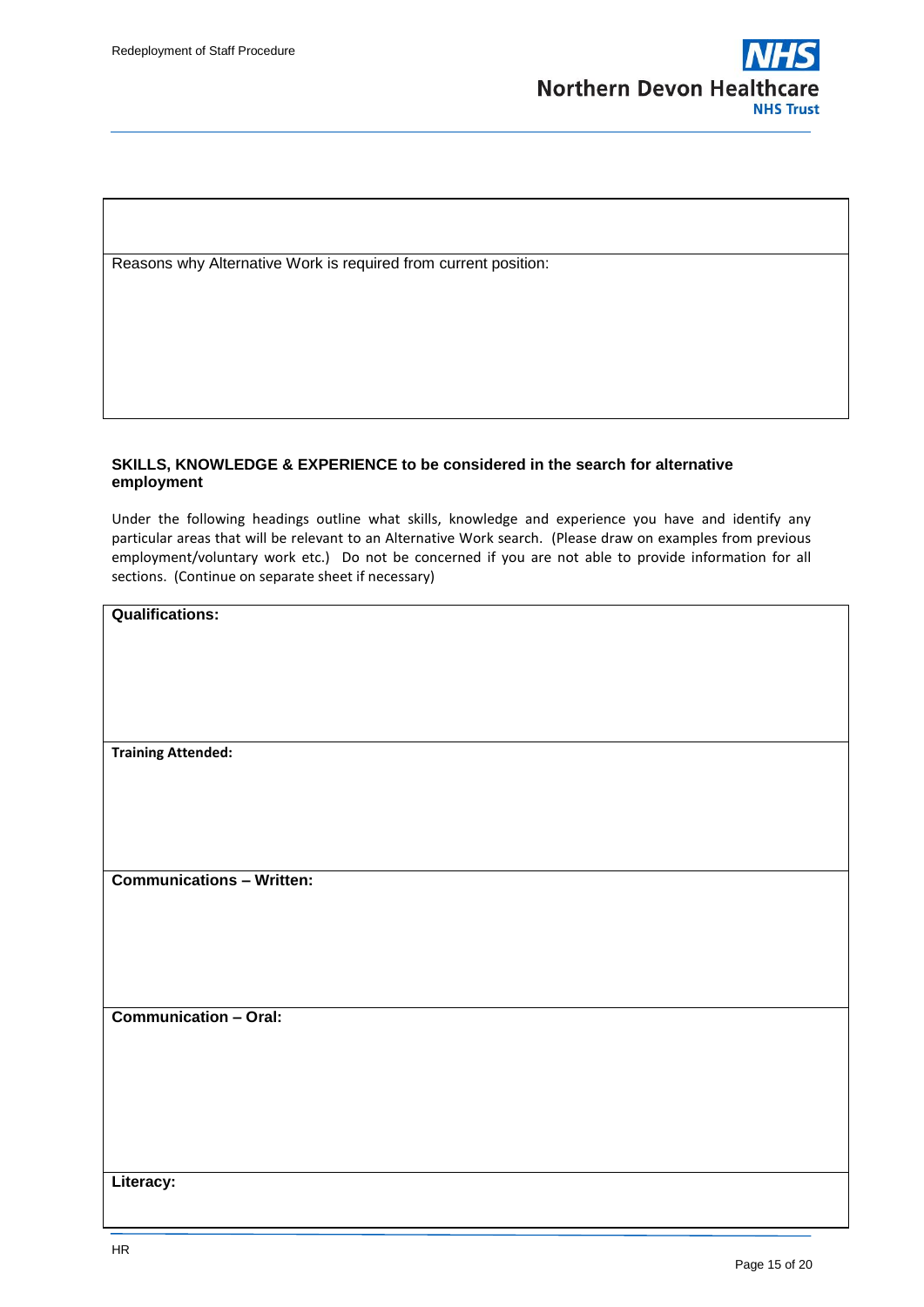Reasons why Alternative Work is required from current position:

**SKILLS, KNOWLEDGE & EXPERIENCE to be considered in the search for alternative employment**

Under the following headings outline what skills, knowledge and experience you have and identify any particular areas that will be relevant to an Alternative Work search. (Please draw on examples from previous employment/voluntary work etc.) Do not be concerned if you are not able to provide information for all sections. (Continue on separate sheet if necessary)

**Qualifications:**

**Training Attended:**

**Communications – Written:**

**Communication – Oral:**

**Literacy:**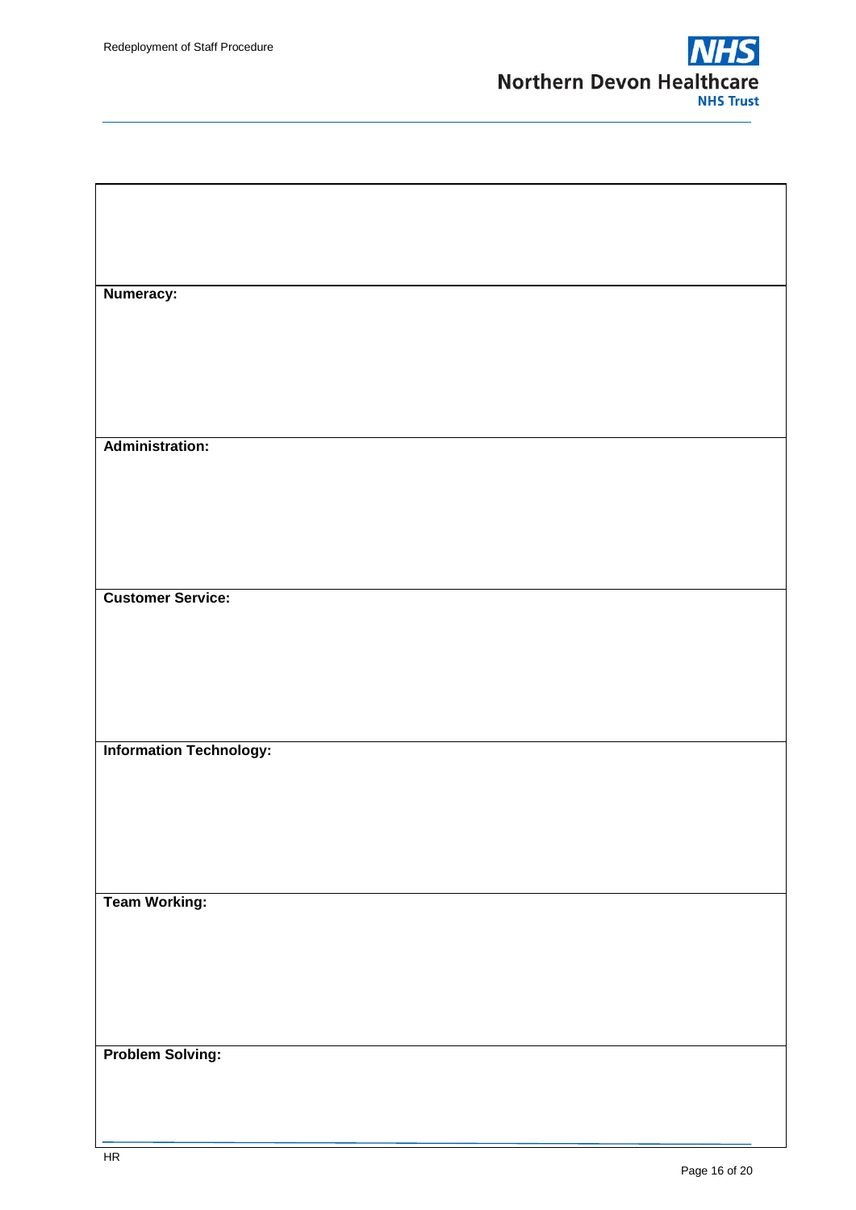| |
|---|
| |
| **Numeracy:** |
| **Administration:** |
| **Customer Service:** |
| **Information Technology:** |
| **Team Working:** |
| **Problem Solving:** |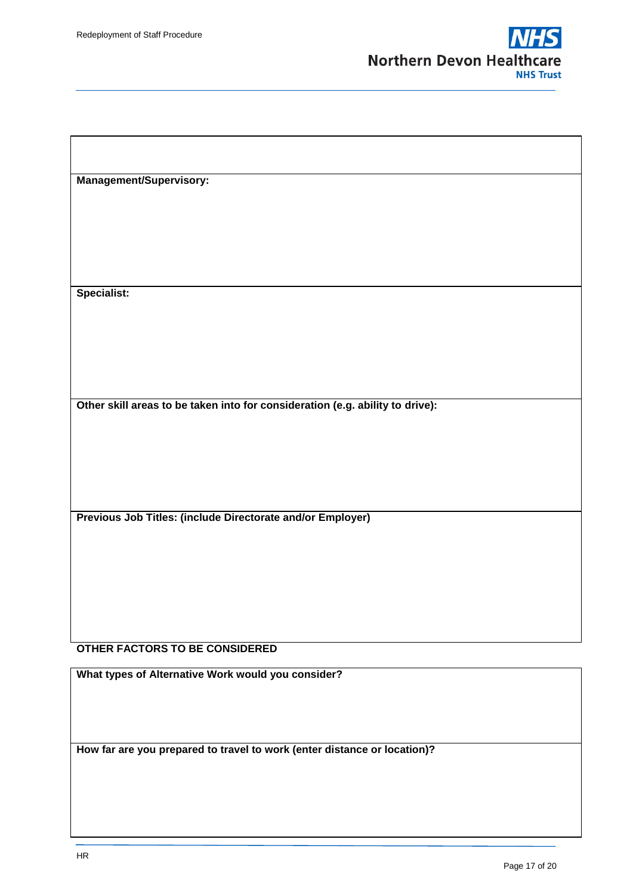**Management/Supervisory:**

**Specialist:**

**Other skill areas to be taken into for consideration (e.g. ability to drive):**

**Previous Job Titles: (include Directorate and/or Employer)**

**OTHER FACTORS TO BE CONSIDERED**

**What types of Alternative Work would you consider?**

**How far are you prepared to travel to work (enter distance or location)?**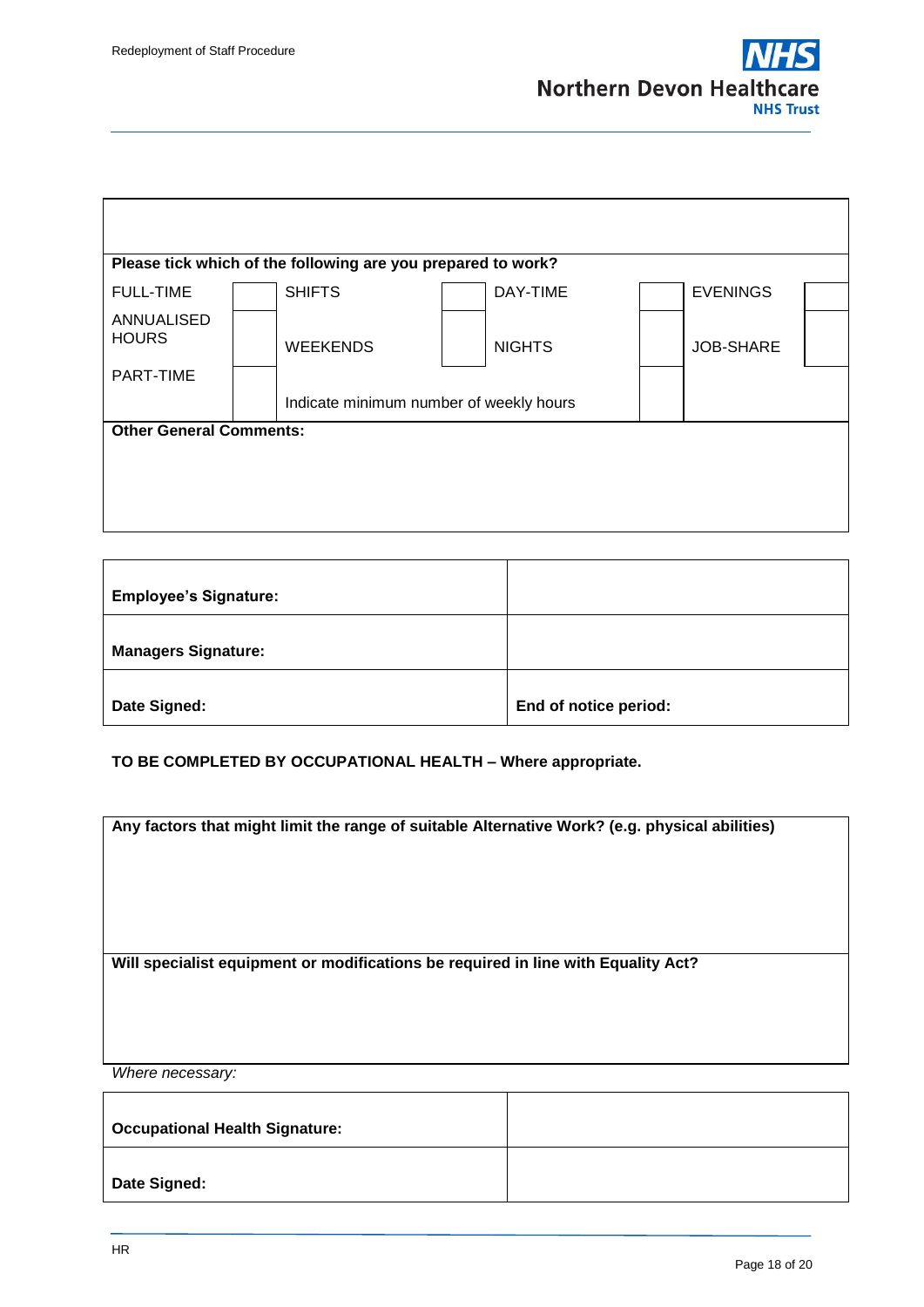| | | | | | | | |
|---|---|---|---|---|---|---|---|
| **Please tick which of the following are you prepared to work?** | | | | | | | |
| FULL-TIME | | SHIFTS | | DAY-TIME | | EVENINGS | |
| ANNUALISED HOURS | | WEEKENDS | | NIGHTS | | JOB-SHARE | |
| PART-TIME | | Indicate minimum number of weekly hours | | | | | |
| **Other General Comments:** | | | | | | | |

| | |
|---|---|
| **Employee's Signature:** | |
| **Managers Signature:** | |
| **Date Signed:** | **End of notice period:** |

**TO BE COMPLETED BY OCCUPATIONAL HEALTH – Where appropriate.**

| |
|---|
| **Any factors that might limit the range of suitable Alternative Work? (e.g. physical abilities)** |
| **Will specialist equipment or modifications be required in line with Equality Act?** |

*Where necessary:*

| | |
|---|---|
| **Occupational Health Signature:** | |
| **Date Signed:** | |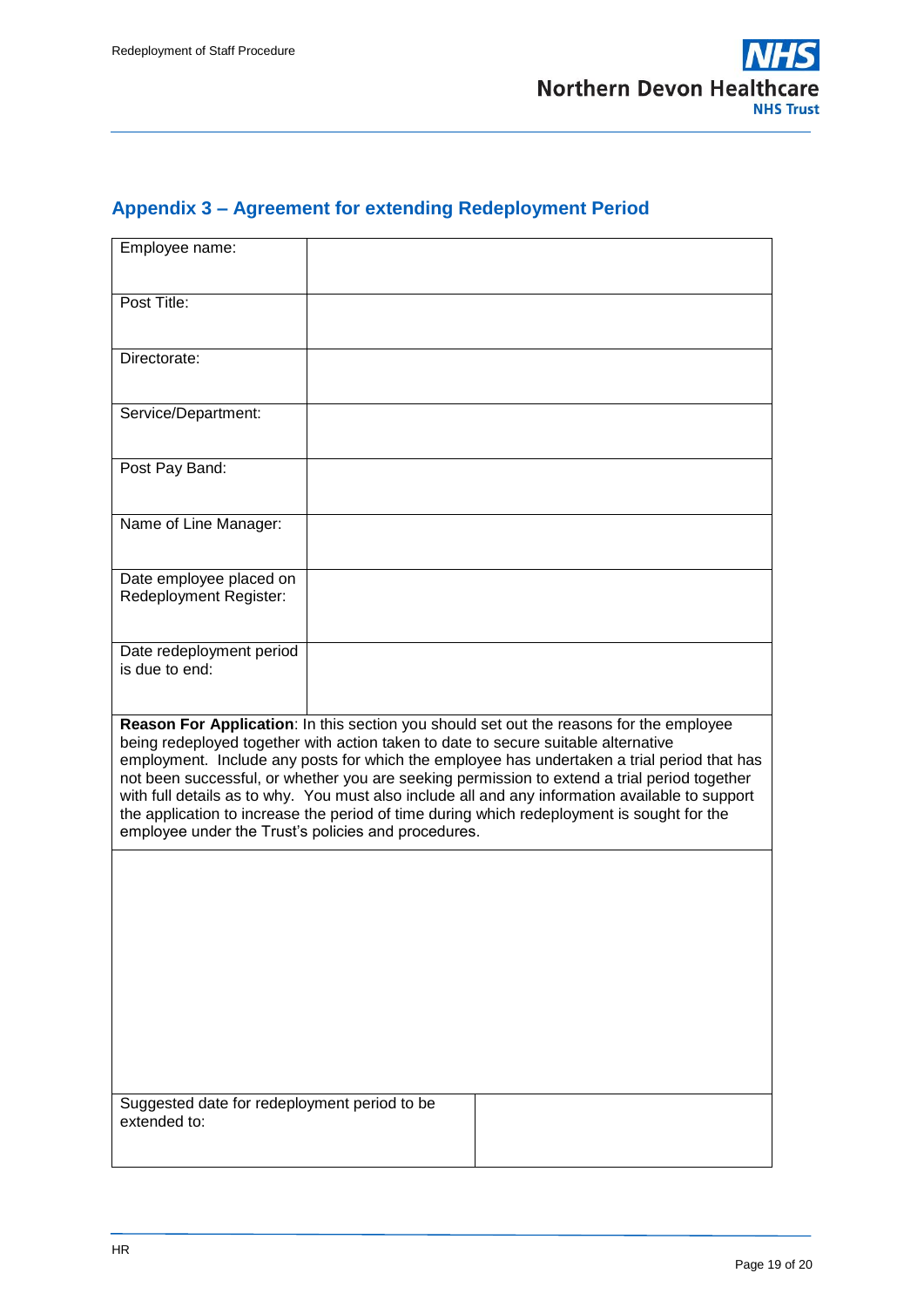## Appendix 3 – Agreement for extending Redeployment Period

| Employee name: | |
|---|---|
| Post Title: | |
| Directorate: | |
| Service/Department: | |
| Post Pay Band: | |
| Name of Line Manager: | |
| Date employee placed on Redeployment Register: | |
| Date redeployment period is due to end: | |

| **Reason For Application**: In this section you should set out the reasons for the employee being redeployed together with action taken to date to secure suitable alternative employment. Include any posts for which the employee has undertaken a trial period that has not been successful, or whether you are seeking permission to extend a trial period together with full details as to why. You must also include all and any information available to support the application to increase the period of time during which redeployment is sought for the employee under the Trust's policies and procedures. |
|---|
| |

| Suggested date for redeployment period to be extended to: | |
|---|---|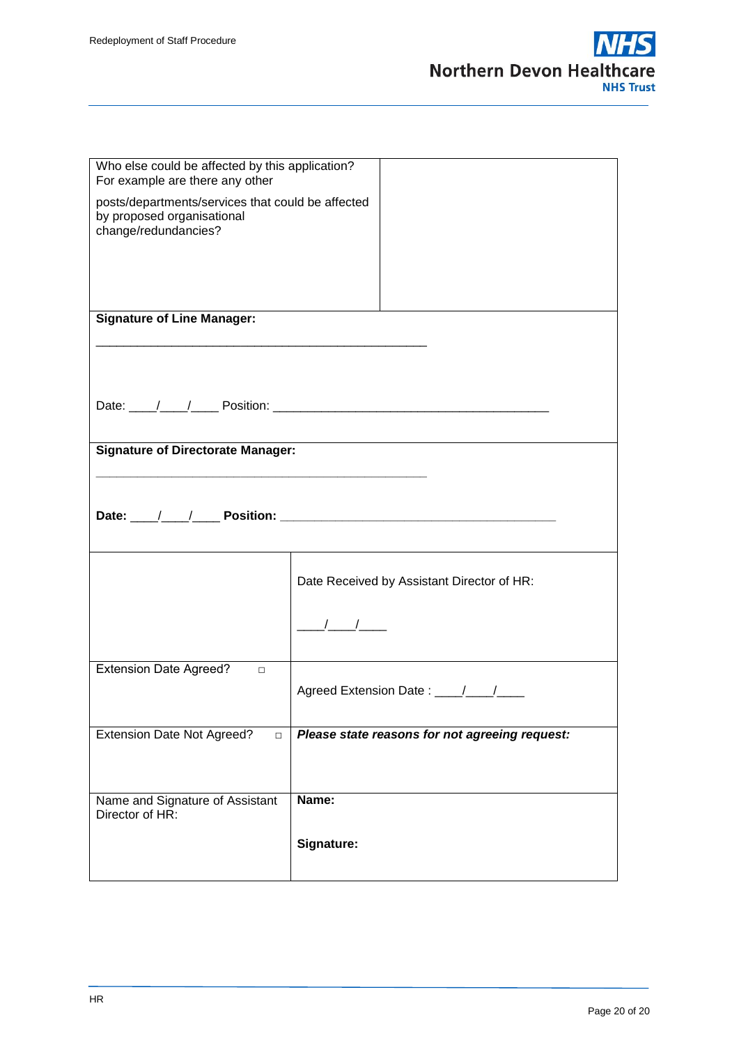| | |
|---|---|
| Who else could be affected by this application? For example are there any other posts/departments/services that could be affected by proposed organisational change/redundancies? | |

**Signature of Line Manager:**

_______________________________________________

Date: ____/____/____ Position: _______________________________________

**Signature of Directorate Manager:**

_______________________________________________

**Date:** ____/____/____ **Position:** _______________________________________

| | |
|---|---|
| | Date Received by Assistant Director of HR:<br><br>____/____/____ |
| Extension Date Agreed? □ | Agreed Extension Date : ____/____/____ |
| Extension Date Not Agreed? □ | ***Please state reasons for not agreeing request:*** |
| Name and Signature of Assistant Director of HR: | **Name:**<br><br>**Signature:** |